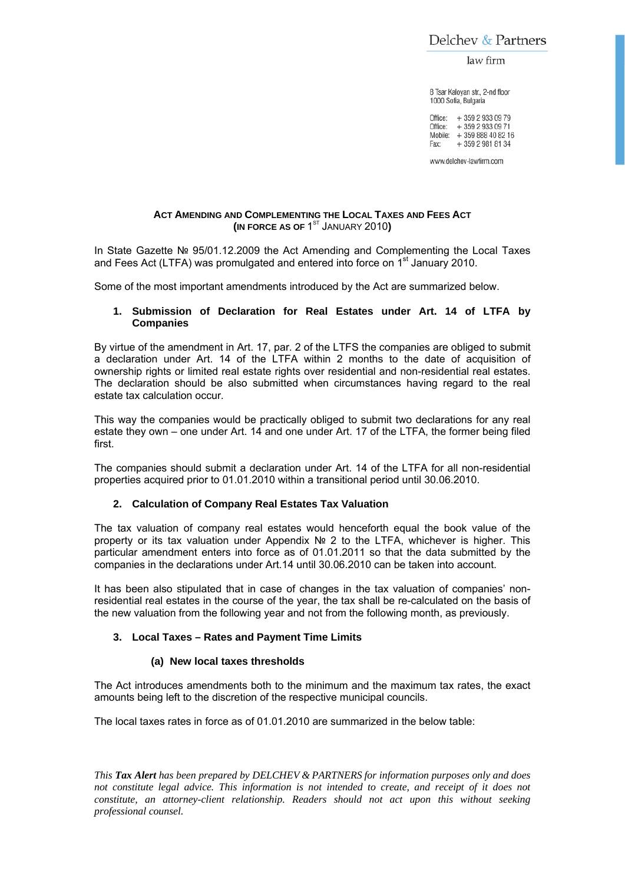Delchev & Partners

law firm

8 Tsar Kaloyan str., 2-nd floor
1000 Sofia, Bulgaria

Office: + 359 2 933 09 79
Office: + 359 2 933 09 71
Mobile: + 359 888 40 82 16
Fax: + 359 2 981 81 34

www.delchev-lawfirm.com

## ACT AMENDING AND COMPLEMENTING THE LOCAL TAXES AND FEES ACT (IN FORCE AS OF 1ST JANUARY 2010)

In State Gazette № 95/01.12.2009 the Act Amending and Complementing the Local Taxes and Fees Act (LTFA) was promulgated and entered into force on 1st January 2010.

Some of the most important amendments introduced by the Act are summarized below.

### 1. Submission of Declaration for Real Estates under Art. 14 of LTFA by Companies

By virtue of the amendment in Art. 17, par. 2 of the LTFS the companies are obliged to submit a declaration under Art. 14 of the LTFA within 2 months to the date of acquisition of ownership rights or limited real estate rights over residential and non-residential real estates. The declaration should be also submitted when circumstances having regard to the real estate tax calculation occur.

This way the companies would be practically obliged to submit two declarations for any real estate they own – one under Art. 14 and one under Art. 17 of the LTFA, the former being filed first.

The companies should submit a declaration under Art. 14 of the LTFA for all non-residential properties acquired prior to 01.01.2010 within a transitional period until 30.06.2010.

### 2. Calculation of Company Real Estates Tax Valuation

The tax valuation of company real estates would henceforth equal the book value of the property or its tax valuation under Appendix № 2 to the LTFA, whichever is higher. This particular amendment enters into force as of 01.01.2011 so that the data submitted by the companies in the declarations under Art.14 until 30.06.2010 can be taken into account.

It has been also stipulated that in case of changes in the tax valuation of companies' non-residential real estates in the course of the year, the tax shall be re-calculated on the basis of the new valuation from the following year and not from the following month, as previously.

### 3. Local Taxes – Rates and Payment Time Limits

#### (a) New local taxes thresholds

The Act introduces amendments both to the minimum and the maximum tax rates, the exact amounts being left to the discretion of the respective municipal councils.

The local taxes rates in force as of 01.01.2010 are summarized in the below table:

*This **Tax Alert** has been prepared by DELCHEV & PARTNERS for information purposes only and does not constitute legal advice. This information is not intended to create, and receipt of it does not constitute, an attorney-client relationship. Readers should not act upon this without seeking professional counsel.*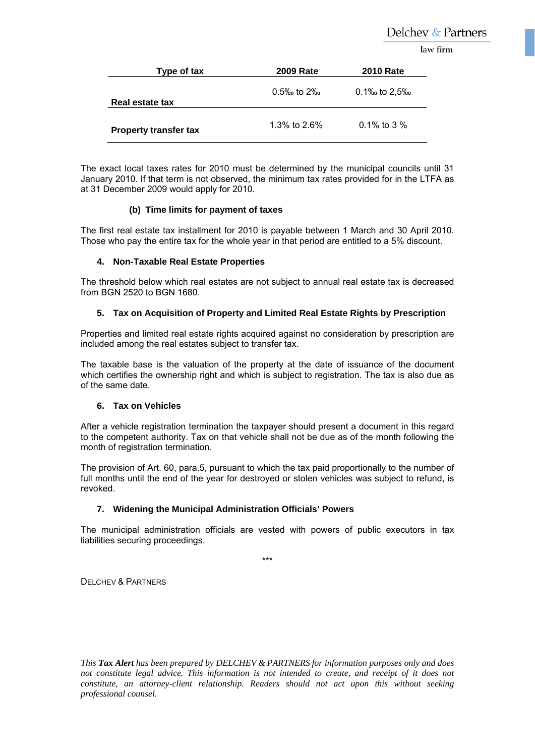| Type of tax | 2009 Rate | 2010 Rate |
|---|---|---|
| **Real estate tax** | 0.5‰ to 2‰ | 0.1‰ to 2,5‰ |
| **Property transfer tax** | 1.3% to 2.6% | 0.1% to 3 % |

The exact local taxes rates for 2010 must be determined by the municipal councils until 31 January 2010. If that term is not observed, the minimum tax rates provided for in the LTFA as at 31 December 2009 would apply for 2010.

#### (b) Time limits for payment of taxes

The first real estate tax installment for 2010 is payable between 1 March and 30 April 2010. Those who pay the entire tax for the whole year in that period are entitled to a 5% discount.

### 4. Non-Taxable Real Estate Properties

The threshold below which real estates are not subject to annual real estate tax is decreased from BGN 2520 to BGN 1680.

### 5. Tax on Acquisition of Property and Limited Real Estate Rights by Prescription

Properties and limited real estate rights acquired against no consideration by prescription are included among the real estates subject to transfer tax.

The taxable base is the valuation of the property at the date of issuance of the document which certifies the ownership right and which is subject to registration. The tax is also due as of the same date.

### 6. Tax on Vehicles

After a vehicle registration termination the taxpayer should present a document in this regard to the competent authority. Tax on that vehicle shall not be due as of the month following the month of registration termination.

The provision of Art. 60, para.5, pursuant to which the tax paid proportionally to the number of full months until the end of the year for destroyed or stolen vehicles was subject to refund, is revoked.

### 7. Widening the Municipal Administration Officials' Powers

The municipal administration officials are vested with powers of public executors in tax liabilities securing proceedings.

***

DELCHEV & PARTNERS

*This **Tax Alert** has been prepared by DELCHEV & PARTNERS for information purposes only and does not constitute legal advice. This information is not intended to create, and receipt of it does not constitute, an attorney-client relationship. Readers should not act upon this without seeking professional counsel.*